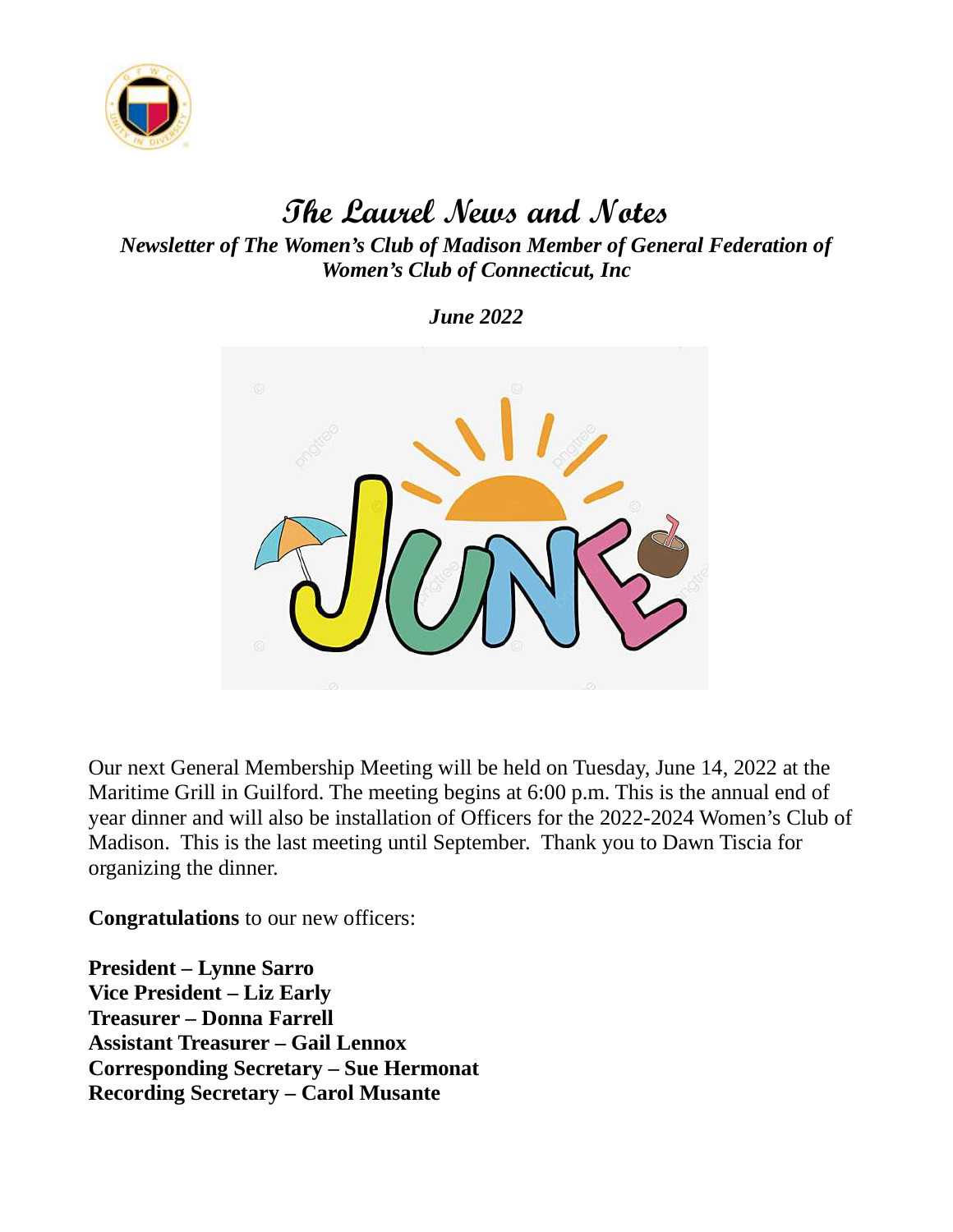# The Laurel News and Notes

***Newsletter of The Women's Club of Madison Member of General Federation of Women's Club of Connecticut, Inc***

***June 2022***

Our next General Membership Meeting will be held on Tuesday, June 14, 2022 at the Maritime Grill in Guilford. The meeting begins at 6:00 p.m. This is the annual end of year dinner and will also be installation of Officers for the 2022-2024 Women's Club of Madison. This is the last meeting until September. Thank you to Dawn Tiscia for organizing the dinner.

**Congratulations** to our new officers:

**President – Lynne Sarro**
**Vice President – Liz Early**
**Treasurer – Donna Farrell**
**Assistant Treasurer – Gail Lennox**
**Corresponding Secretary – Sue Hermonat**
**Recording Secretary – Carol Musante**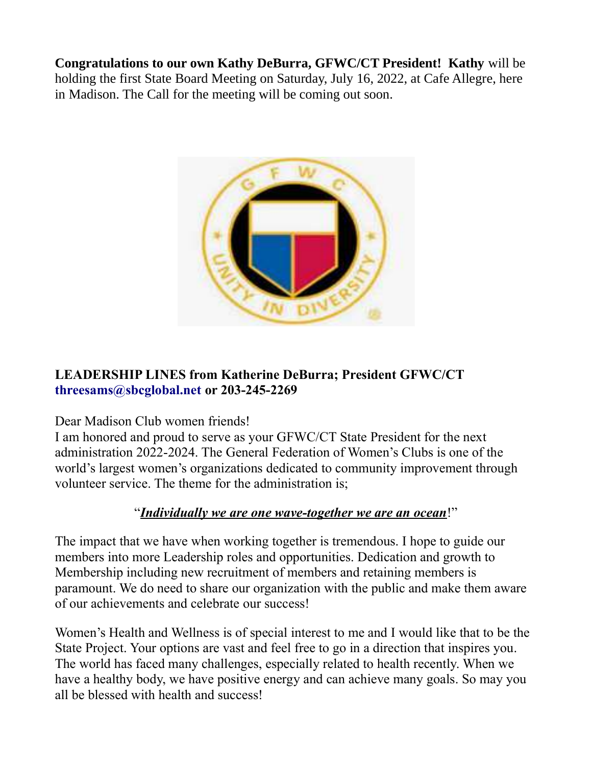**Congratulations to our own Kathy DeBurra, GFWC/CT President! Kathy** will be holding the first State Board Meeting on Saturday, July 16, 2022, at Cafe Allegre, here in Madison. The Call for the meeting will be coming out soon.

**LEADERSHIP LINES from Katherine DeBurra; President GFWC/CT**
**threesams@sbcglobal.net or 203-245-2269**

Dear Madison Club women friends!
I am honored and proud to serve as your GFWC/CT State President for the next administration 2022-2024. The General Federation of Women's Clubs is one of the world's largest women's organizations dedicated to community improvement through volunteer service. The theme for the administration is;

"***Individually we are one wave-together we are an ocean***!"

The impact that we have when working together is tremendous. I hope to guide our members into more Leadership roles and opportunities. Dedication and growth to Membership including new recruitment of members and retaining members is paramount. We do need to share our organization with the public and make them aware of our achievements and celebrate our success!

Women's Health and Wellness is of special interest to me and I would like that to be the State Project. Your options are vast and feel free to go in a direction that inspires you. The world has faced many challenges, especially related to health recently. When we have a healthy body, we have positive energy and can achieve many goals. So may you all be blessed with health and success!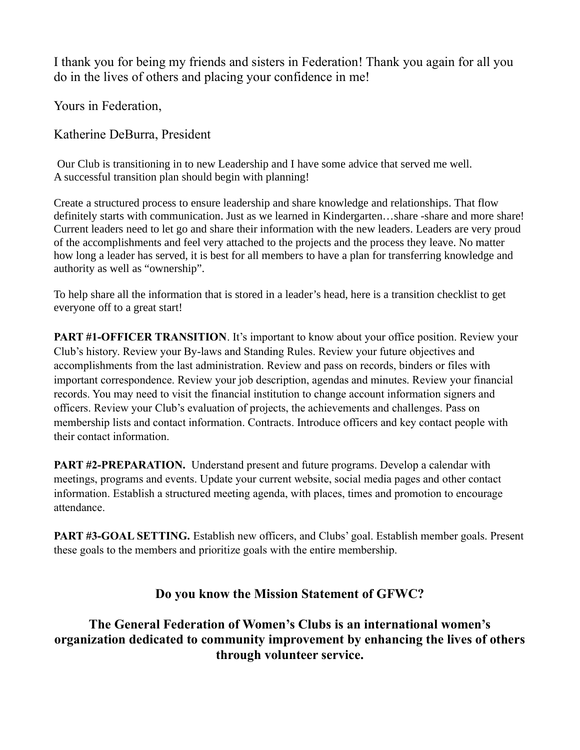I thank you for being my friends and sisters in Federation! Thank you again for all you do in the lives of others and placing your confidence in me!

Yours in Federation,

Katherine DeBurra, President

Our Club is transitioning in to new Leadership and I have some advice that served me well. A successful transition plan should begin with planning!

Create a structured process to ensure leadership and share knowledge and relationships. That flow definitely starts with communication. Just as we learned in Kindergarten…share -share and more share! Current leaders need to let go and share their information with the new leaders. Leaders are very proud of the accomplishments and feel very attached to the projects and the process they leave. No matter how long a leader has served, it is best for all members to have a plan for transferring knowledge and authority as well as "ownership".

To help share all the information that is stored in a leader's head, here is a transition checklist to get everyone off to a great start!

**PART #1-OFFICER TRANSITION**. It's important to know about your office position. Review your Club's history. Review your By-laws and Standing Rules. Review your future objectives and accomplishments from the last administration. Review and pass on records, binders or files with important correspondence. Review your job description, agendas and minutes. Review your financial records. You may need to visit the financial institution to change account information signers and officers. Review your Club's evaluation of projects, the achievements and challenges. Pass on membership lists and contact information. Contracts. Introduce officers and key contact people with their contact information.

**PART #2-PREPARATION.** Understand present and future programs. Develop a calendar with meetings, programs and events. Update your current website, social media pages and other contact information. Establish a structured meeting agenda, with places, times and promotion to encourage attendance.

**PART #3-GOAL SETTING.** Establish new officers, and Clubs' goal. Establish member goals. Present these goals to the members and prioritize goals with the entire membership.

## Do you know the Mission Statement of GFWC?

## The General Federation of Women's Clubs is an international women's organization dedicated to community improvement by enhancing the lives of others through volunteer service.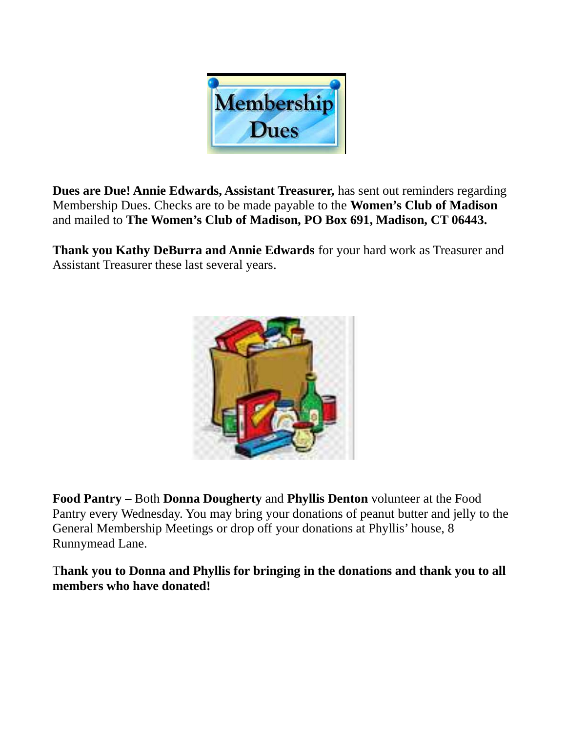**Dues are Due! Annie Edwards, Assistant Treasurer,** has sent out reminders regarding Membership Dues. Checks are to be made payable to the **Women's Club of Madison** and mailed to **The Women's Club of Madison, PO Box 691, Madison, CT 06443.**

**Thank you Kathy DeBurra and Annie Edwards** for your hard work as Treasurer and Assistant Treasurer these last several years.

**Food Pantry –** Both **Donna Dougherty** and **Phyllis Denton** volunteer at the Food Pantry every Wednesday. You may bring your donations of peanut butter and jelly to the General Membership Meetings or drop off your donations at Phyllis' house, 8 Runnymead Lane.

**Thank you to Donna and Phyllis for bringing in the donations and thank you to all members who have donated!**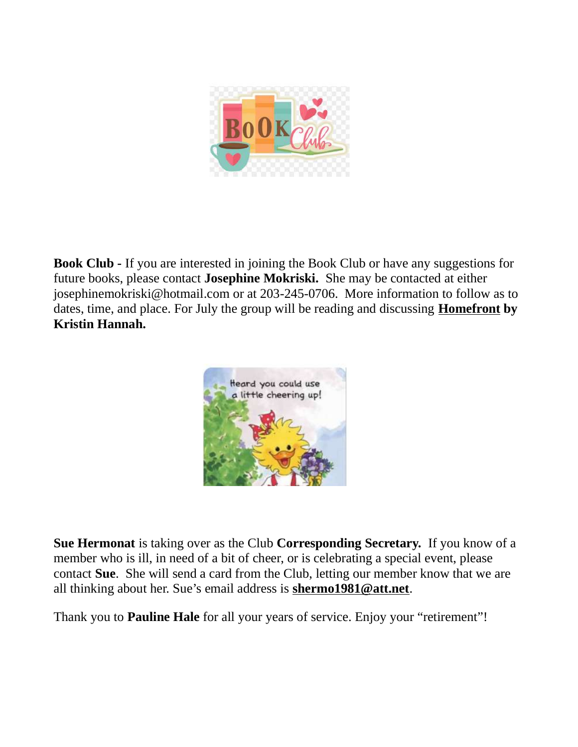**Book Club -** If you are interested in joining the Book Club or have any suggestions for future books, please contact **Josephine Mokriski.** She may be contacted at either josephinemokriski@hotmail.com or at 203-245-0706. More information to follow as to dates, time, and place. For July the group will be reading and discussing **Homefront by Kristin Hannah.**

**Sue Hermonat** is taking over as the Club **Corresponding Secretary.** If you know of a member who is ill, in need of a bit of cheer, or is celebrating a special event, please contact **Sue**. She will send a card from the Club, letting our member know that we are all thinking about her. Sue's email address is **shermo1981@att.net**.

Thank you to **Pauline Hale** for all your years of service. Enjoy your "retirement"!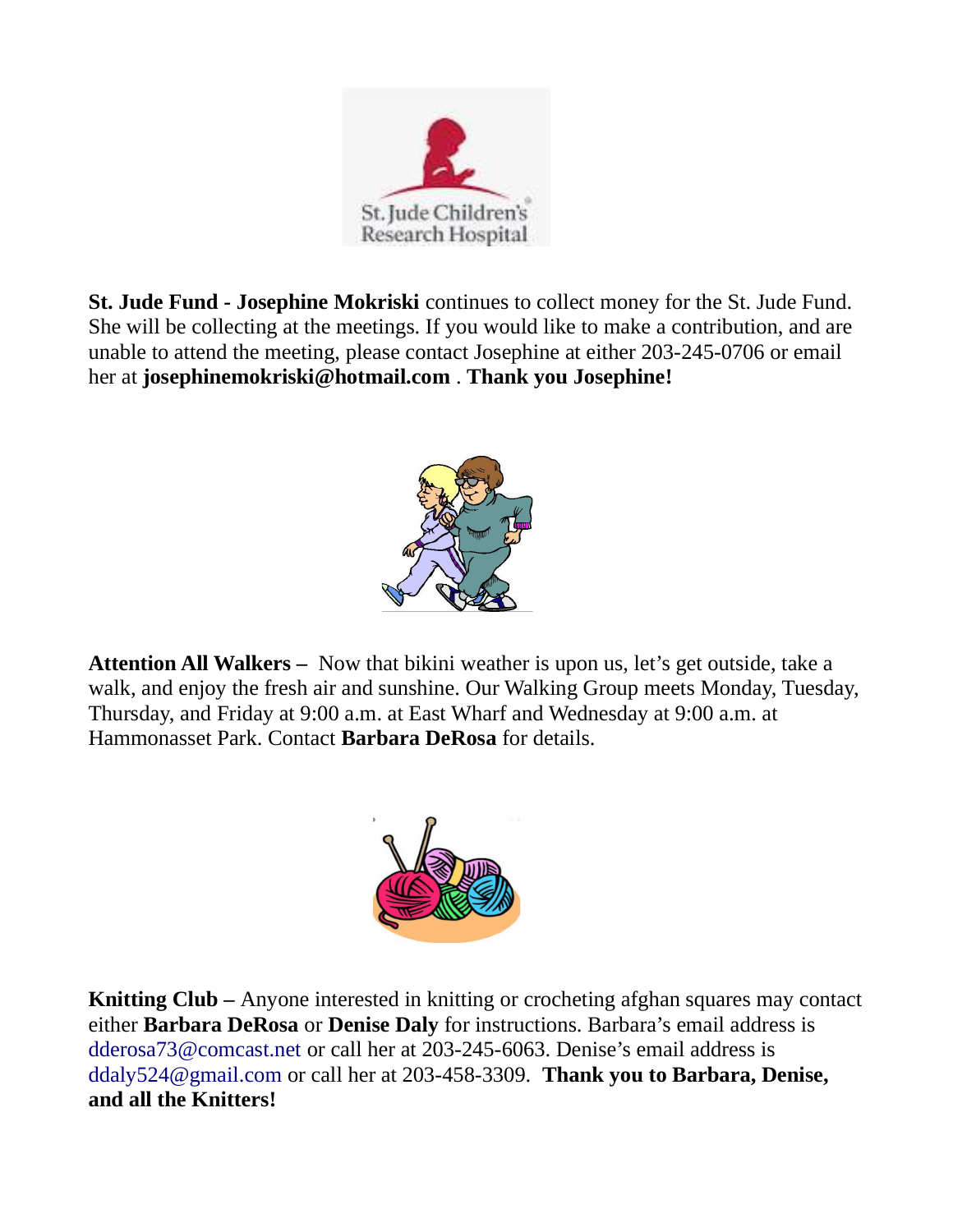**St. Jude Fund - Josephine Mokriski** continues to collect money for the St. Jude Fund. She will be collecting at the meetings. If you would like to make a contribution, and are unable to attend the meeting, please contact Josephine at either 203-245-0706 or email her at **josephinemokriski@hotmail.com** . **Thank you Josephine!**

**Attention All Walkers –** Now that bikini weather is upon us, let's get outside, take a walk, and enjoy the fresh air and sunshine. Our Walking Group meets Monday, Tuesday, Thursday, and Friday at 9:00 a.m. at East Wharf and Wednesday at 9:00 a.m. at Hammonasset Park. Contact **Barbara DeRosa** for details.

**Knitting Club –** Anyone interested in knitting or crocheting afghan squares may contact either **Barbara DeRosa** or **Denise Daly** for instructions. Barbara's email address is dderosa73@comcast.net or call her at 203-245-6063. Denise's email address is ddaly524@gmail.com or call her at 203-458-3309. **Thank you to Barbara, Denise, and all the Knitters!**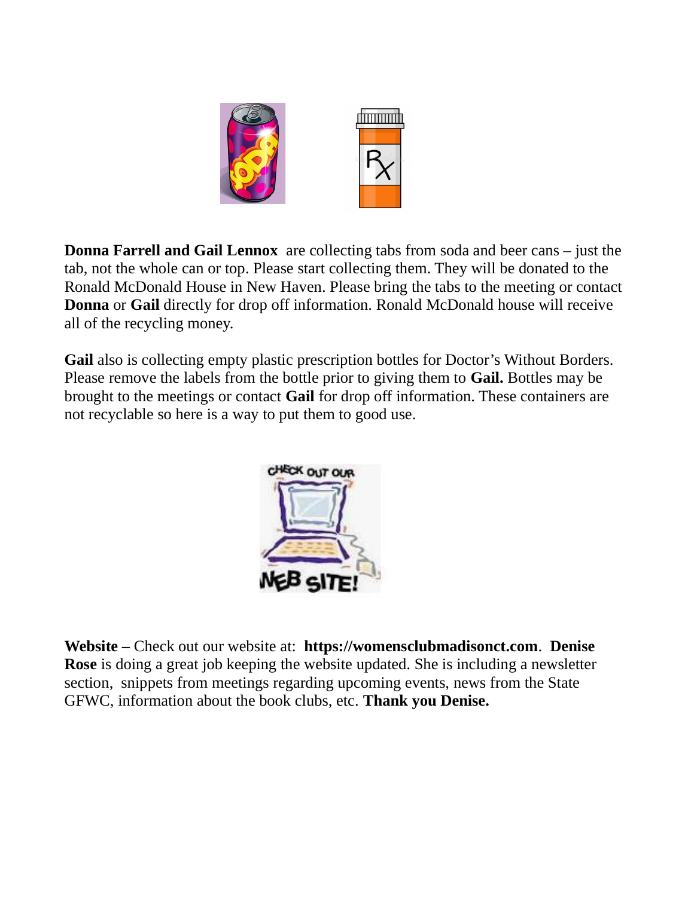**Donna Farrell and Gail Lennox** are collecting tabs from soda and beer cans – just the tab, not the whole can or top. Please start collecting them. They will be donated to the Ronald McDonald House in New Haven. Please bring the tabs to the meeting or contact **Donna** or **Gail** directly for drop off information. Ronald McDonald house will receive all of the recycling money.

**Gail** also is collecting empty plastic prescription bottles for Doctor's Without Borders. Please remove the labels from the bottle prior to giving them to **Gail.** Bottles may be brought to the meetings or contact **Gail** for drop off information. These containers are not recyclable so here is a way to put them to good use.

**Website –** Check out our website at: **https://womensclubmadisonct.com**. **Denise Rose** is doing a great job keeping the website updated. She is including a newsletter section, snippets from meetings regarding upcoming events, news from the State GFWC, information about the book clubs, etc. **Thank you Denise.**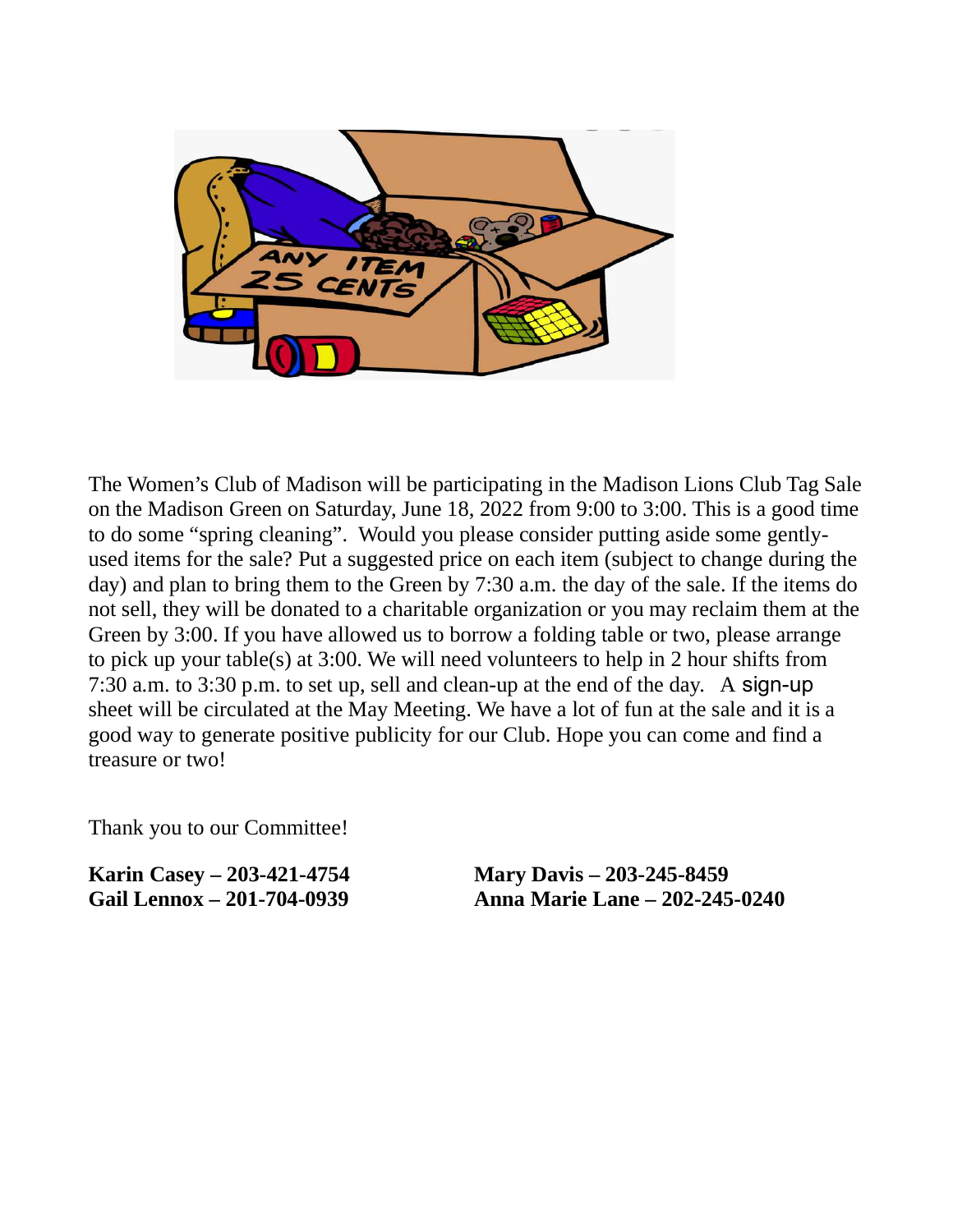The Women's Club of Madison will be participating in the Madison Lions Club Tag Sale on the Madison Green on Saturday, June 18, 2022 from 9:00 to 3:00. This is a good time to do some "spring cleaning". Would you please consider putting aside some gently-used items for the sale? Put a suggested price on each item (subject to change during the day) and plan to bring them to the Green by 7:30 a.m. the day of the sale. If the items do not sell, they will be donated to a charitable organization or you may reclaim them at the Green by 3:00. If you have allowed us to borrow a folding table or two, please arrange to pick up your table(s) at 3:00. We will need volunteers to help in 2 hour shifts from 7:30 a.m. to 3:30 p.m. to set up, sell and clean-up at the end of the day. A sign-up sheet will be circulated at the May Meeting. We have a lot of fun at the sale and it is a good way to generate positive publicity for our Club. Hope you can come and find a treasure or two!

Thank you to our Committee!

**Karin Casey – 203-421-4754**
**Gail Lennox – 201-704-0939**
**Mary Davis – 203-245-8459**
**Anna Marie Lane – 202-245-0240**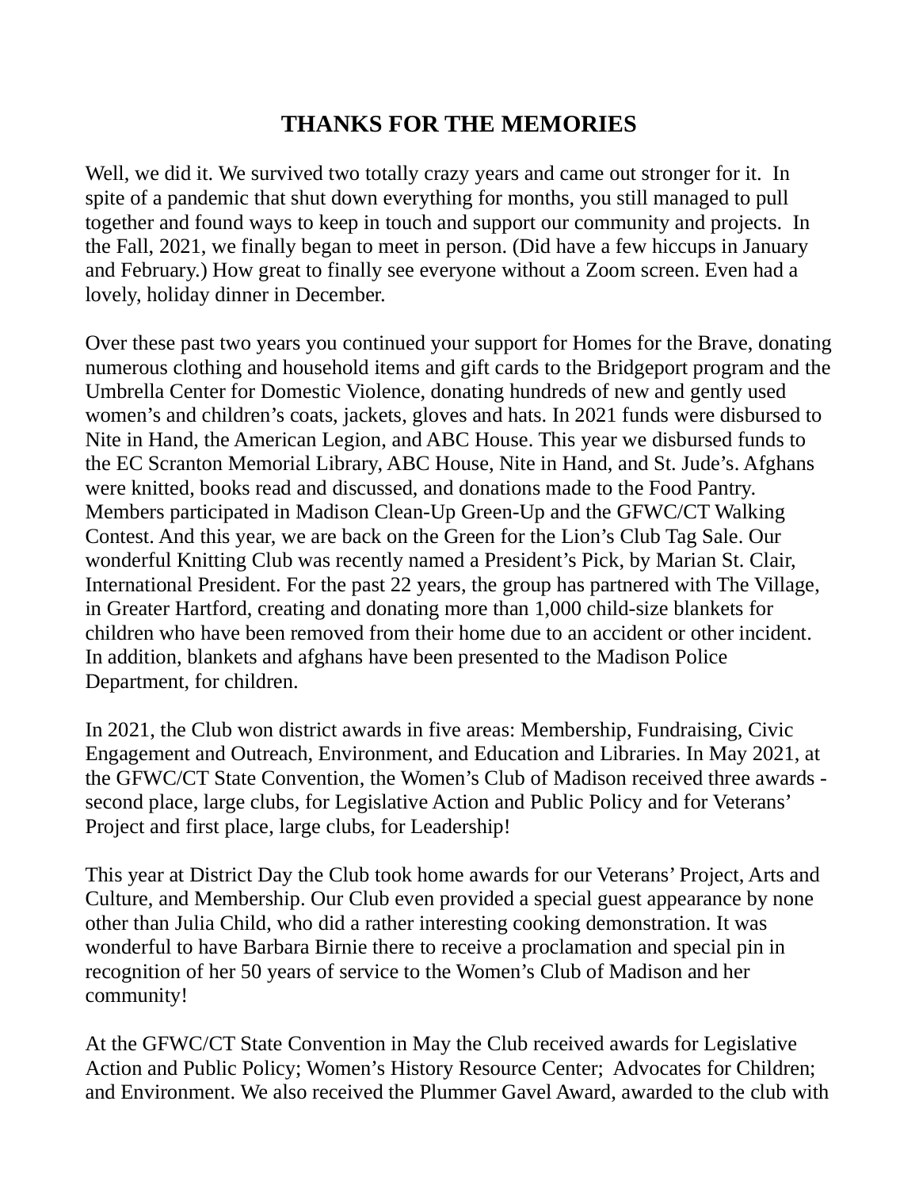# THANKS FOR THE MEMORIES

Well, we did it. We survived two totally crazy years and came out stronger for it. In spite of a pandemic that shut down everything for months, you still managed to pull together and found ways to keep in touch and support our community and projects. In the Fall, 2021, we finally began to meet in person. (Did have a few hiccups in January and February.) How great to finally see everyone without a Zoom screen. Even had a lovely, holiday dinner in December.

Over these past two years you continued your support for Homes for the Brave, donating numerous clothing and household items and gift cards to the Bridgeport program and the Umbrella Center for Domestic Violence, donating hundreds of new and gently used women's and children's coats, jackets, gloves and hats. In 2021 funds were disbursed to Nite in Hand, the American Legion, and ABC House. This year we disbursed funds to the EC Scranton Memorial Library, ABC House, Nite in Hand, and St. Jude's. Afghans were knitted, books read and discussed, and donations made to the Food Pantry. Members participated in Madison Clean-Up Green-Up and the GFWC/CT Walking Contest. And this year, we are back on the Green for the Lion's Club Tag Sale. Our wonderful Knitting Club was recently named a President's Pick, by Marian St. Clair, International President. For the past 22 years, the group has partnered with The Village, in Greater Hartford, creating and donating more than 1,000 child-size blankets for children who have been removed from their home due to an accident or other incident. In addition, blankets and afghans have been presented to the Madison Police Department, for children.

In 2021, the Club won district awards in five areas: Membership, Fundraising, Civic Engagement and Outreach, Environment, and Education and Libraries. In May 2021, at the GFWC/CT State Convention, the Women's Club of Madison received three awards - second place, large clubs, for Legislative Action and Public Policy and for Veterans' Project and first place, large clubs, for Leadership!

This year at District Day the Club took home awards for our Veterans' Project, Arts and Culture, and Membership. Our Club even provided a special guest appearance by none other than Julia Child, who did a rather interesting cooking demonstration. It was wonderful to have Barbara Birnie there to receive a proclamation and special pin in recognition of her 50 years of service to the Women's Club of Madison and her community!

At the GFWC/CT State Convention in May the Club received awards for Legislative Action and Public Policy; Women's History Resource Center; Advocates for Children; and Environment. We also received the Plummer Gavel Award, awarded to the club with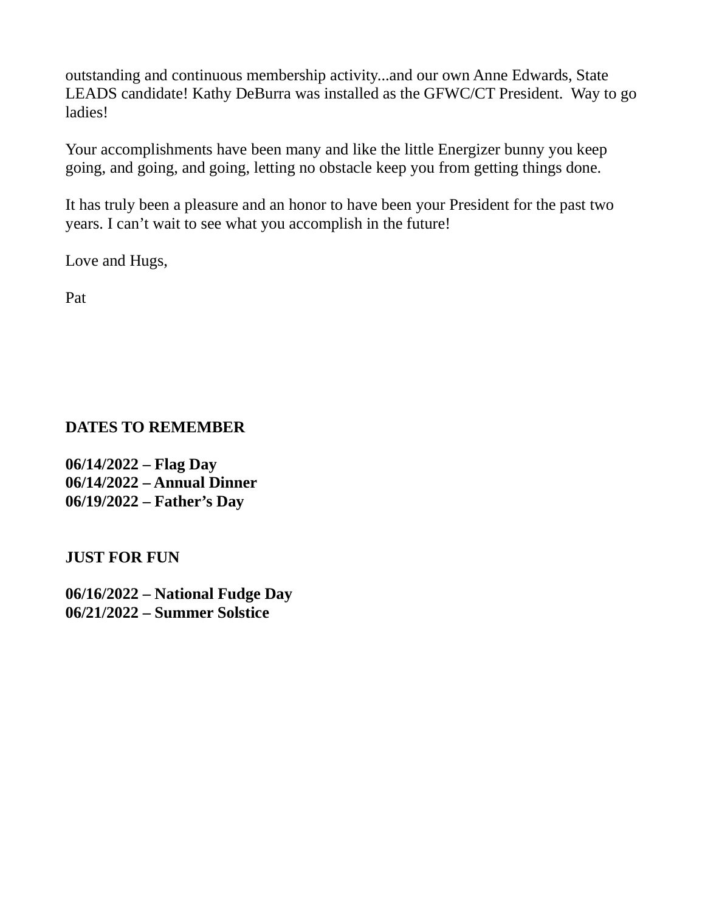outstanding and continuous membership activity...and our own Anne Edwards, State LEADS candidate! Kathy DeBurra was installed as the GFWC/CT President.  Way to go ladies!

Your accomplishments have been many and like the little Energizer bunny you keep going, and going, and going, letting no obstacle keep you from getting things done.

It has truly been a pleasure and an honor to have been your President for the past two years. I can't wait to see what you accomplish in the future!

Love and Hugs,

Pat

**DATES TO REMEMBER**

**06/14/2022 – Flag Day**
**06/14/2022 – Annual Dinner**
**06/19/2022 – Father's Day**

**JUST FOR FUN**

**06/16/2022 – National Fudge Day**
**06/21/2022 – Summer Solstice**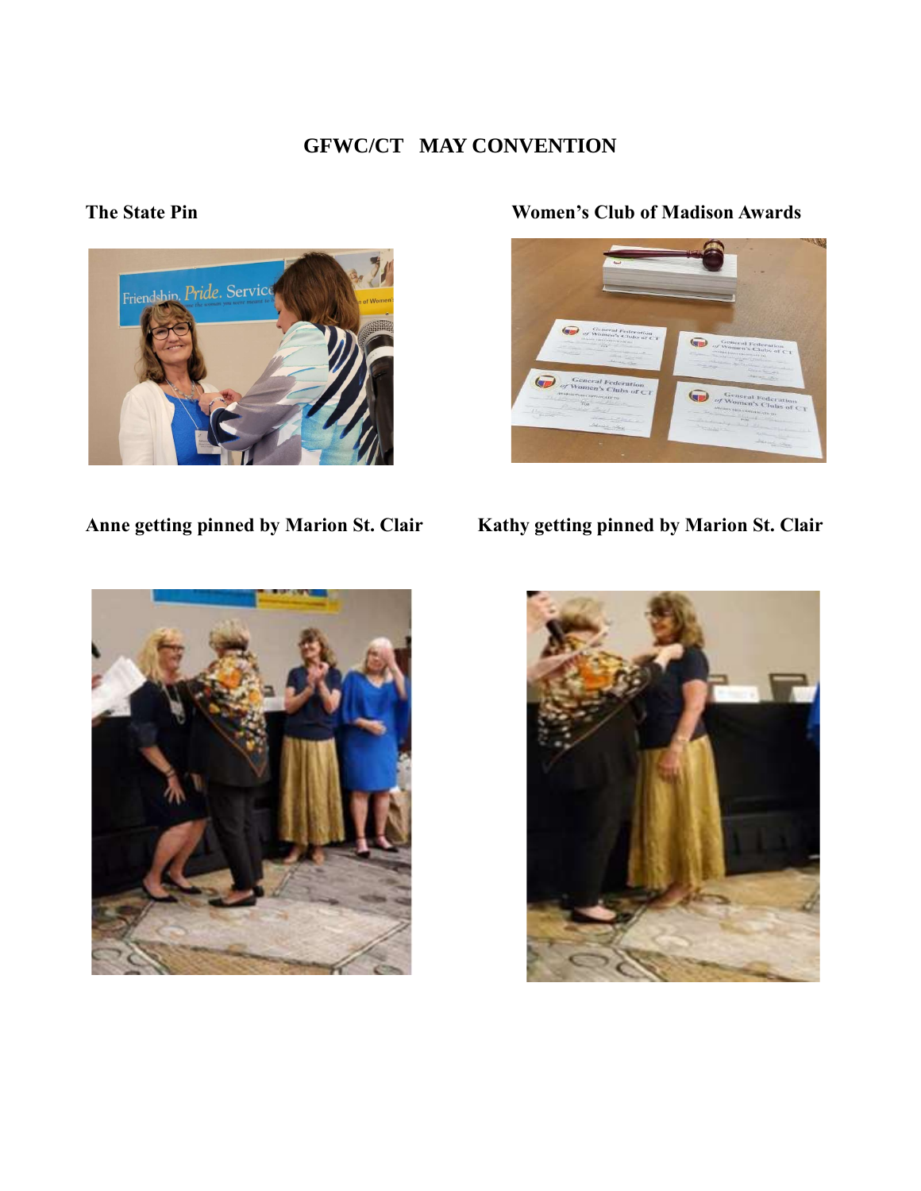# GFWC/CT MAY CONVENTION

**The State Pin**

**Women's Club of Madison Awards**

**Anne getting pinned by Marion St. Clair**

**Kathy getting pinned by Marion St. Clair**